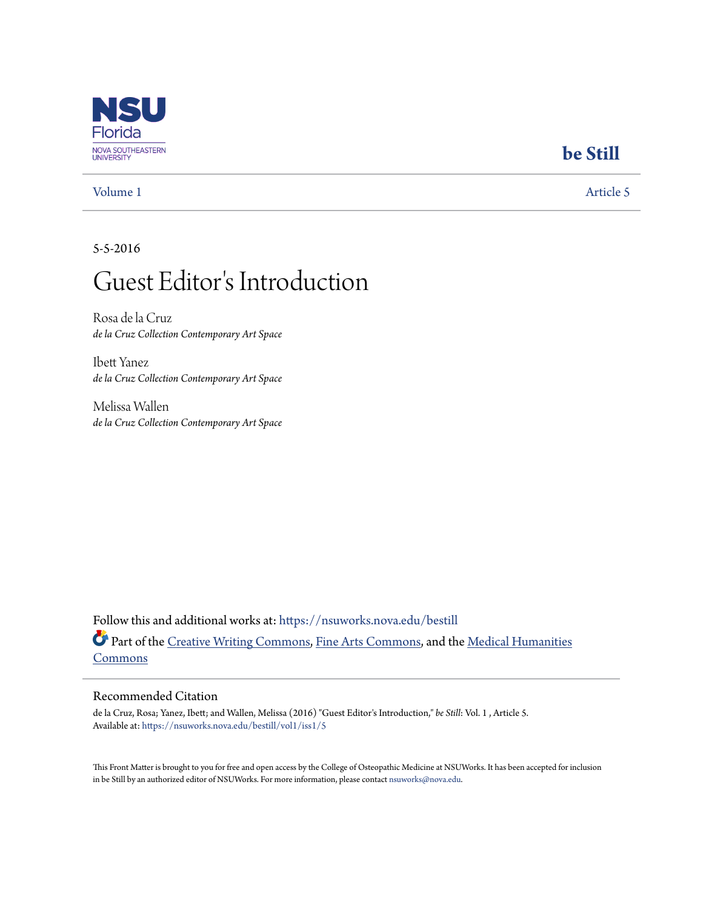NSU Florida
NOVA SOUTHEASTERN UNIVERSITY

**be Still**

Volume 1 | Article 5

5-5-2016

# Guest Editor's Introduction

Rosa de la Cruz
*de la Cruz Collection Contemporary Art Space*

Ibett Yanez
*de la Cruz Collection Contemporary Art Space*

Melissa Wallen
*de la Cruz Collection Contemporary Art Space*

Follow this and additional works at: https://nsuworks.nova.edu/bestill

Part of the Creative Writing Commons, Fine Arts Commons, and the Medical Humanities Commons

## Recommended Citation

de la Cruz, Rosa; Yanez, Ibett; and Wallen, Melissa (2016) "Guest Editor's Introduction," *be Still*: Vol. 1 , Article 5.
Available at: https://nsuworks.nova.edu/bestill/vol1/iss1/5

This Front Matter is brought to you for free and open access by the College of Osteopathic Medicine at NSUWorks. It has been accepted for inclusion in be Still by an authorized editor of NSUWorks. For more information, please contact nsuworks@nova.edu.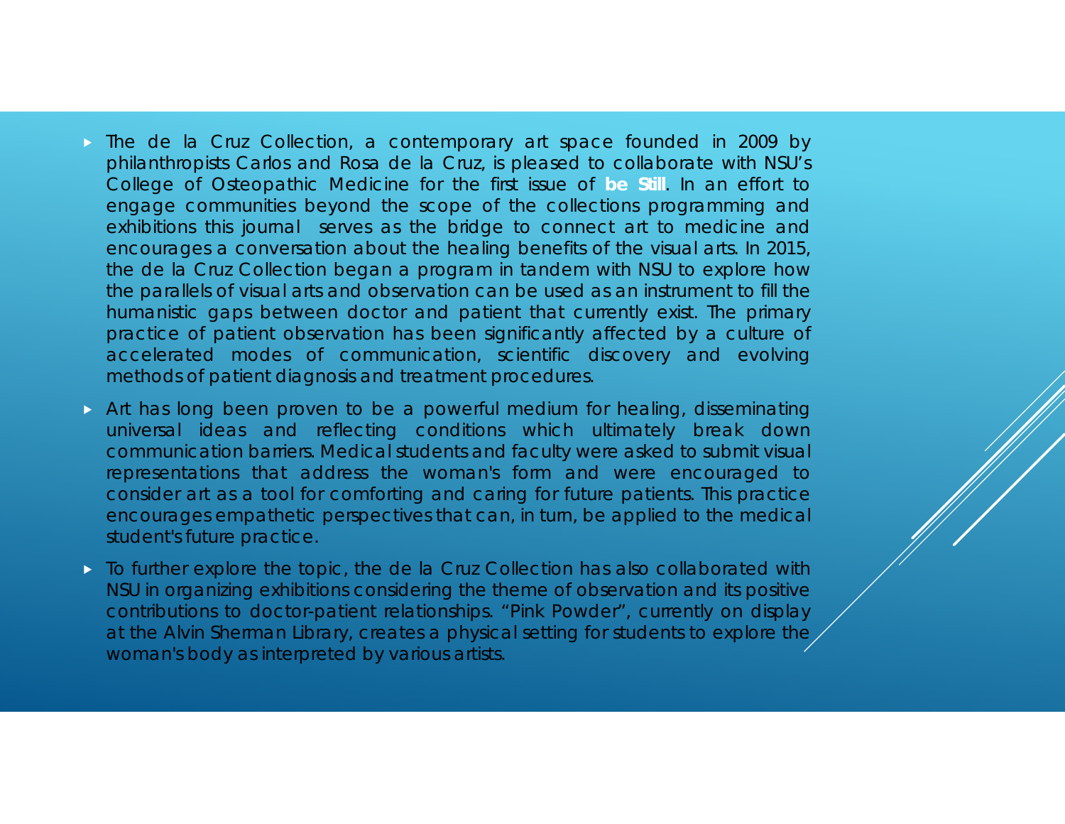- The de la Cruz Collection, a contemporary art space founded in 2009 by philanthropists Carlos and Rosa de la Cruz, is pleased to collaborate with NSU's College of Osteopathic Medicine for the first issue of **be Still**. In an effort to engage communities beyond the scope of the collections programming and exhibitions this journal serves as the bridge to connect art to medicine and encourages a conversation about the healing benefits of the visual arts. In 2015, the de la Cruz Collection began a program in tandem with NSU to explore how the parallels of visual arts and observation can be used as an instrument to fill the humanistic gaps between doctor and patient that currently exist. The primary practice of patient observation has been significantly affected by a culture of accelerated modes of communication, scientific discovery and evolving methods of patient diagnosis and treatment procedures.
- Art has long been proven to be a powerful medium for healing, disseminating universal ideas and reflecting conditions which ultimately break down communication barriers. Medical students and faculty were asked to submit visual representations that address the woman's form and were encouraged to consider art as a tool for comforting and caring for future patients. This practice encourages empathetic perspectives that can, in turn, be applied to the medical student's future practice.
- To further explore the topic, the de la Cruz Collection has also collaborated with NSU in organizing exhibitions considering the theme of observation and its positive contributions to doctor-patient relationships. "Pink Powder", currently on display at the Alvin Sherman Library, creates a physical setting for students to explore the woman's body as interpreted by various artists.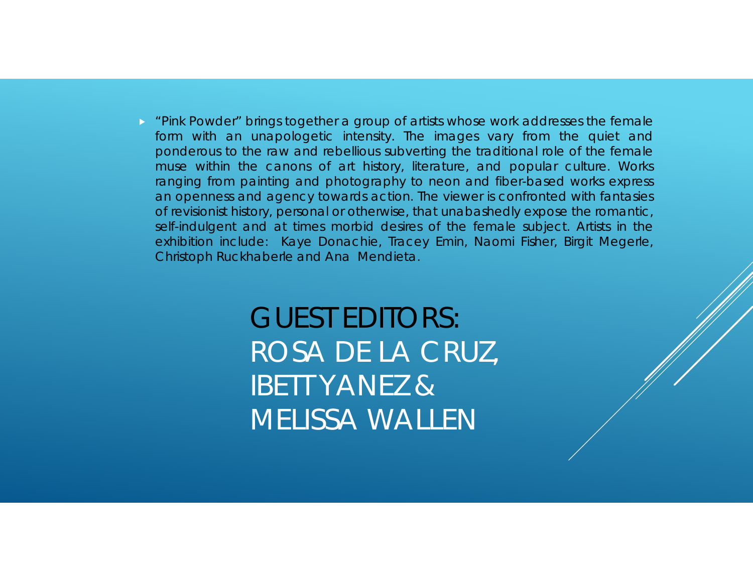- "Pink Powder" brings together a group of artists whose work addresses the female form with an unapologetic intensity. The images vary from the quiet and ponderous to the raw and rebellious subverting the traditional role of the female muse within the canons of art history, literature, and popular culture. Works ranging from painting and photography to neon and fiber-based works express an openness and agency towards action. The viewer is confronted with fantasies of revisionist history, personal or otherwise, that unabashedly expose the romantic, self-indulgent and at times morbid desires of the female subject. Artists in the exhibition include: Kaye Donachie, Tracey Emin, Naomi Fisher, Birgit Megerle, Christoph Ruckhaberle and Ana Mendieta.

# GUEST EDITORS: ROSA DE LA CRUZ, IBETT YANEZ & MELISSA WALLEN